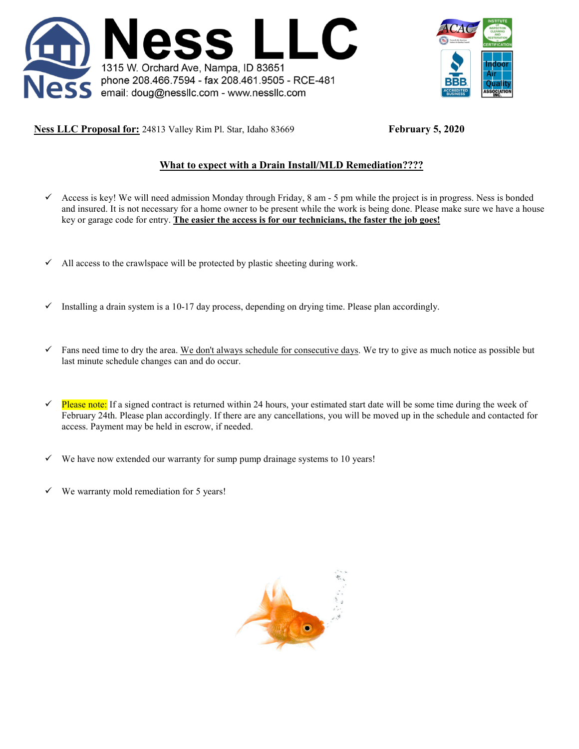# Ness LLC

1315 W. Orchard Ave, Nampa, ID 83651
phone 208.466.7594 - fax 208.461.9505 - RCE-481
email: doug@nessllc.com - www.nessllc.com

**Ness LLC Proposal for:** 24813 Valley Rim Pl. Star, Idaho 83669 **February 5, 2020**

## What to expect with a Drain Install/MLD Remediation????

- ✓ Access is key! We will need admission Monday through Friday, 8 am - 5 pm while the project is in progress. Ness is bonded and insured. It is not necessary for a home owner to be present while the work is being done. Please make sure we have a house key or garage code for entry. **The easier the access is for our technicians, the faster the job goes!**

- ✓ All access to the crawlspace will be protected by plastic sheeting during work.

- ✓ Installing a drain system is a 10-17 day process, depending on drying time. Please plan accordingly.

- ✓ Fans need time to dry the area. We don't always schedule for consecutive days. We try to give as much notice as possible but last minute schedule changes can and do occur.

- ✓ Please note: If a signed contract is returned within 24 hours, your estimated start date will be some time during the week of February 24th. Please plan accordingly. If there are any cancellations, you will be moved up in the schedule and contacted for access. Payment may be held in escrow, if needed.

- ✓ We have now extended our warranty for sump pump drainage systems to 10 years!

- ✓ We warranty mold remediation for 5 years!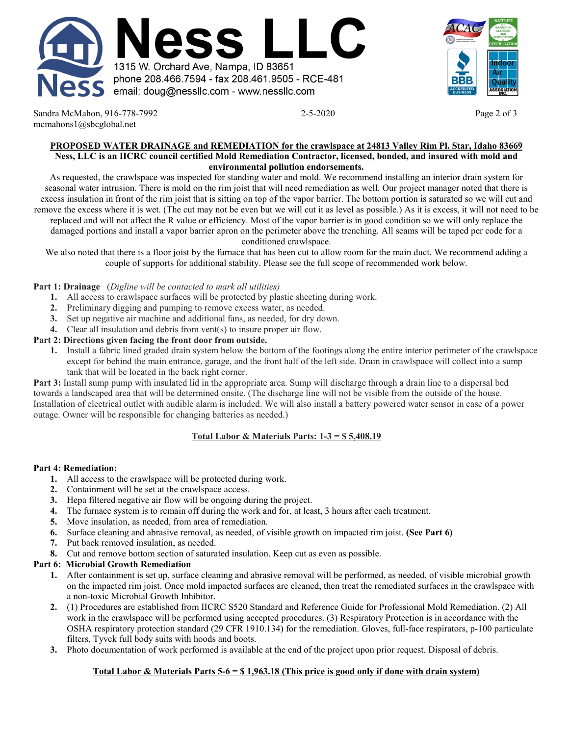**Ness LLC**

1315 W. Orchard Ave, Nampa, ID 83651
phone 208.466.7594 - fax 208.461.9505 - RCE-481
email: doug@nessllc.com - www.nessllc.com

Sandra McMahon, 916-778-7992
mcmahons1@sbcglobal.net

2-5-2020

**PROPOSED WATER DRAINAGE and REMEDIATION for the crawlspace at 24813 Valley Rim Pl. Star, Idaho 83669**

**Ness, LLC is an IICRC council certified Mold Remediation Contractor, licensed, bonded, and insured with mold and environmental pollution endorsements.**

As requested, the crawlspace was inspected for standing water and mold. We recommend installing an interior drain system for seasonal water intrusion. There is mold on the rim joist that will need remediation as well. Our project manager noted that there is excess insulation in front of the rim joist that is sitting on top of the vapor barrier. The bottom portion is saturated so we will cut and remove the excess where it is wet. (The cut may not be even but we will cut it as level as possible.) As it is excess, it will not need to be replaced and will not affect the R value or efficiency. Most of the vapor barrier is in good condition so we will only replace the damaged portions and install a vapor barrier apron on the perimeter above the trenching. All seams will be taped per code for a conditioned crawlspace.

We also noted that there is a floor joist by the furnace that has been cut to allow room for the main duct. We recommend adding a couple of supports for additional stability. Please see the full scope of recommended work below.

**Part 1: Drainage** (*Digline will be contacted to mark all utilities)*

1. All access to crawlspace surfaces will be protected by plastic sheeting during work.
2. Preliminary digging and pumping to remove excess water, as needed.
3. Set up negative air machine and additional fans, as needed, for dry down.
4. Clear all insulation and debris from vent(s) to insure proper air flow.

**Part 2: Directions given facing the front door from outside.**

1. Install a fabric lined graded drain system below the bottom of the footings along the entire interior perimeter of the crawlspace except for behind the main entrance, garage, and the front half of the left side. Drain in crawlspace will collect into a sump tank that will be located in the back right corner.

**Part 3:** Install sump pump with insulated lid in the appropriate area. Sump will discharge through a drain line to a dispersal bed towards a landscaped area that will be determined onsite. (The discharge line will not be visible from the outside of the house. Installation of electrical outlet with audible alarm is included. We will also install a battery powered water sensor in case of a power outage. Owner will be responsible for changing batteries as needed.)

**Total Labor & Materials Parts: 1-3 = $ 5,408.19**

**Part 4: Remediation:**

1. All access to the crawlspace will be protected during work.
2. Containment will be set at the crawlspace access.
3. Hepa filtered negative air flow will be ongoing during the project.
4. The furnace system is to remain off during the work and for, at least, 3 hours after each treatment.
5. Move insulation, as needed, from area of remediation.
6. Surface cleaning and abrasive removal, as needed, of visible growth on impacted rim joist. **(See Part 6)**
7. Put back removed insulation, as needed.
8. Cut and remove bottom section of saturated insulation. Keep cut as even as possible.

**Part 6: Microbial Growth Remediation**

1. After containment is set up, surface cleaning and abrasive removal will be performed, as needed, of visible microbial growth on the impacted rim joist. Once mold impacted surfaces are cleaned, then treat the remediated surfaces in the crawlspace with a non-toxic Microbial Growth Inhibitor.
2. (1) Procedures are established from IICRC S520 Standard and Reference Guide for Professional Mold Remediation. (2) All work in the crawlspace will be performed using accepted procedures. (3) Respiratory Protection is in accordance with the OSHA respiratory protection standard (29 CFR 1910.134) for the remediation. Gloves, full-face respirators, p-100 particulate filters, Tyvek full body suits with hoods and boots.
3. Photo documentation of work performed is available at the end of the project upon prior request. Disposal of debris.

**Total Labor & Materials Parts 5-6 = $ 1,963.18 (This price is good only if done with drain system)**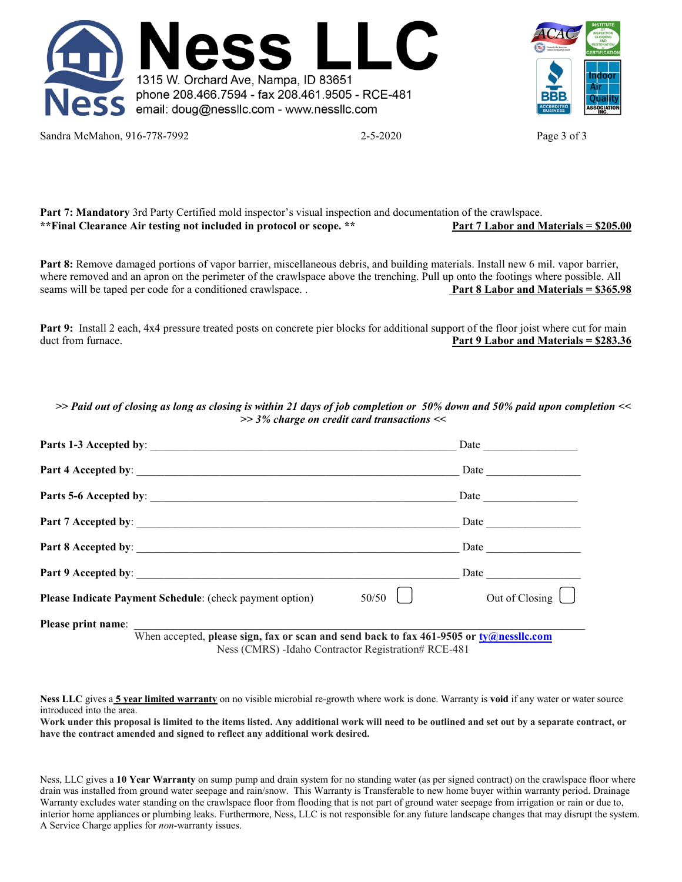# Ness LLC

1315 W. Orchard Ave, Nampa, ID 83651
phone 208.466.7594 - fax 208.461.9505 - RCE-481
email: doug@nessllc.com - www.nessllc.com

Sandra McMahon, 916-778-7992 2-5-2020

**Part 7: Mandatory** 3rd Party Certified mold inspector's visual inspection and documentation of the crawlspace.
**\*\*Final Clearance Air testing not included in protocol or scope. \*\*** **Part 7 Labor and Materials = $205.00**

**Part 8:** Remove damaged portions of vapor barrier, miscellaneous debris, and building materials. Install new 6 mil. vapor barrier, where removed and an apron on the perimeter of the crawlspace above the trenching. Pull up onto the footings where possible. All seams will be taped per code for a conditioned crawlspace. . **Part 8 Labor and Materials = $365.98**

**Part 9:** Install 2 each, 4x4 pressure treated posts on concrete pier blocks for additional support of the floor joist where cut for main duct from furnace. **Part 9 Labor and Materials = $283.36**

*>> Paid out of closing as long as closing is within 21 days of job completion or 50% down and 50% paid upon completion <<*
*>> 3% charge on credit card transactions <<*

**Parts 1-3 Accepted by**: ______________________________ Date ______________

**Part 4 Accepted by**: ______________________________ Date ______________

**Parts 5-6 Accepted by**: ______________________________ Date ______________

**Part 7 Accepted by**: ______________________________ Date ______________

**Part 8 Accepted by**: ______________________________ Date ______________

**Part 9 Accepted by**: ______________________________ Date ______________

**Please Indicate Payment Schedule**: (check payment option) 50/50 ☐ Out of Closing ☐

**Please print name**: ______________________________

When accepted, **please sign, fax or scan and send back to fax 461-9505 or** ty@nessllc.com
Ness (CMRS) -Idaho Contractor Registration# RCE-481

**Ness LLC** gives a **5 year limited warranty** on no visible microbial re-growth where work is done. Warranty is **void** if any water or water source introduced into the area.
**Work under this proposal is limited to the items listed. Any additional work will need to be outlined and set out by a separate contract, or have the contract amended and signed to reflect any additional work desired.**

Ness, LLC gives a **10 Year Warranty** on sump pump and drain system for no standing water (as per signed contract) on the crawlspace floor where drain was installed from ground water seepage and rain/snow. This Warranty is Transferable to new home buyer within warranty period. Drainage Warranty excludes water standing on the crawlspace floor from flooding that is not part of ground water seepage from irrigation or rain or due to, interior home appliances or plumbing leaks. Furthermore, Ness, LLC is not responsible for any future landscape changes that may disrupt the system. A Service Charge applies for *non*-warranty issues.